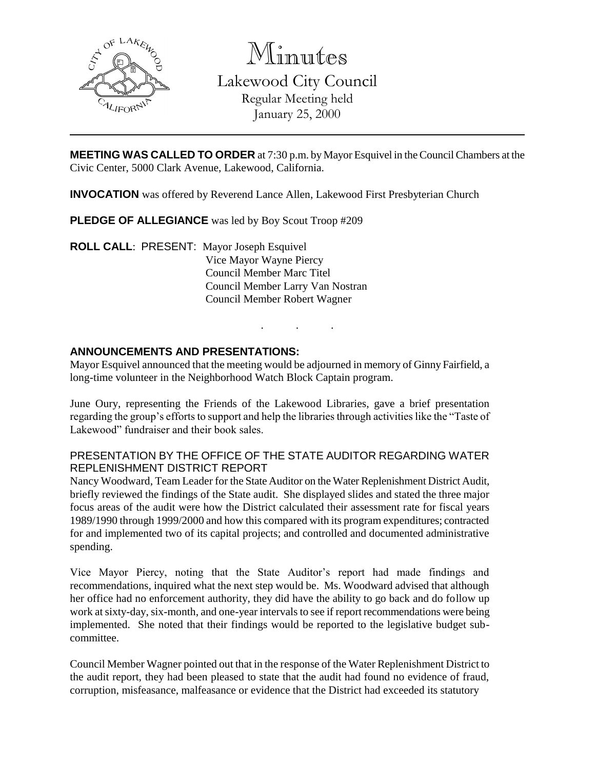# Minutes

## Lakewood City Council

Regular Meeting held
January 25, 2000

---

**MEETING WAS CALLED TO ORDER** at 7:30 p.m. by Mayor Esquivel in the Council Chambers at the Civic Center, 5000 Clark Avenue, Lakewood, California.

**INVOCATION** was offered by Reverend Lance Allen, Lakewood First Presbyterian Church

**PLEDGE OF ALLEGIANCE** was led by Boy Scout Troop #209

**ROLL CALL**: PRESENT: Mayor Joseph Esquivel
Vice Mayor Wayne Piercy
Council Member Marc Titel
Council Member Larry Van Nostran
Council Member Robert Wagner

. . .

**ANNOUNCEMENTS AND PRESENTATIONS:**

Mayor Esquivel announced that the meeting would be adjourned in memory of Ginny Fairfield, a long-time volunteer in the Neighborhood Watch Block Captain program.

June Oury, representing the Friends of the Lakewood Libraries, gave a brief presentation regarding the group's efforts to support and help the libraries through activities like the "Taste of Lakewood" fundraiser and their book sales.

PRESENTATION BY THE OFFICE OF THE STATE AUDITOR REGARDING WATER REPLENISHMENT DISTRICT REPORT

Nancy Woodward, Team Leader for the State Auditor on the Water Replenishment District Audit, briefly reviewed the findings of the State audit. She displayed slides and stated the three major focus areas of the audit were how the District calculated their assessment rate for fiscal years 1989/1990 through 1999/2000 and how this compared with its program expenditures; contracted for and implemented two of its capital projects; and controlled and documented administrative spending.

Vice Mayor Piercy, noting that the State Auditor's report had made findings and recommendations, inquired what the next step would be. Ms. Woodward advised that although her office had no enforcement authority, they did have the ability to go back and do follow up work at sixty-day, six-month, and one-year intervals to see if report recommendations were being implemented. She noted that their findings would be reported to the legislative budget sub-committee.

Council Member Wagner pointed out that in the response of the Water Replenishment District to the audit report, they had been pleased to state that the audit had found no evidence of fraud, corruption, misfeasance, malfeasance or evidence that the District had exceeded its statutory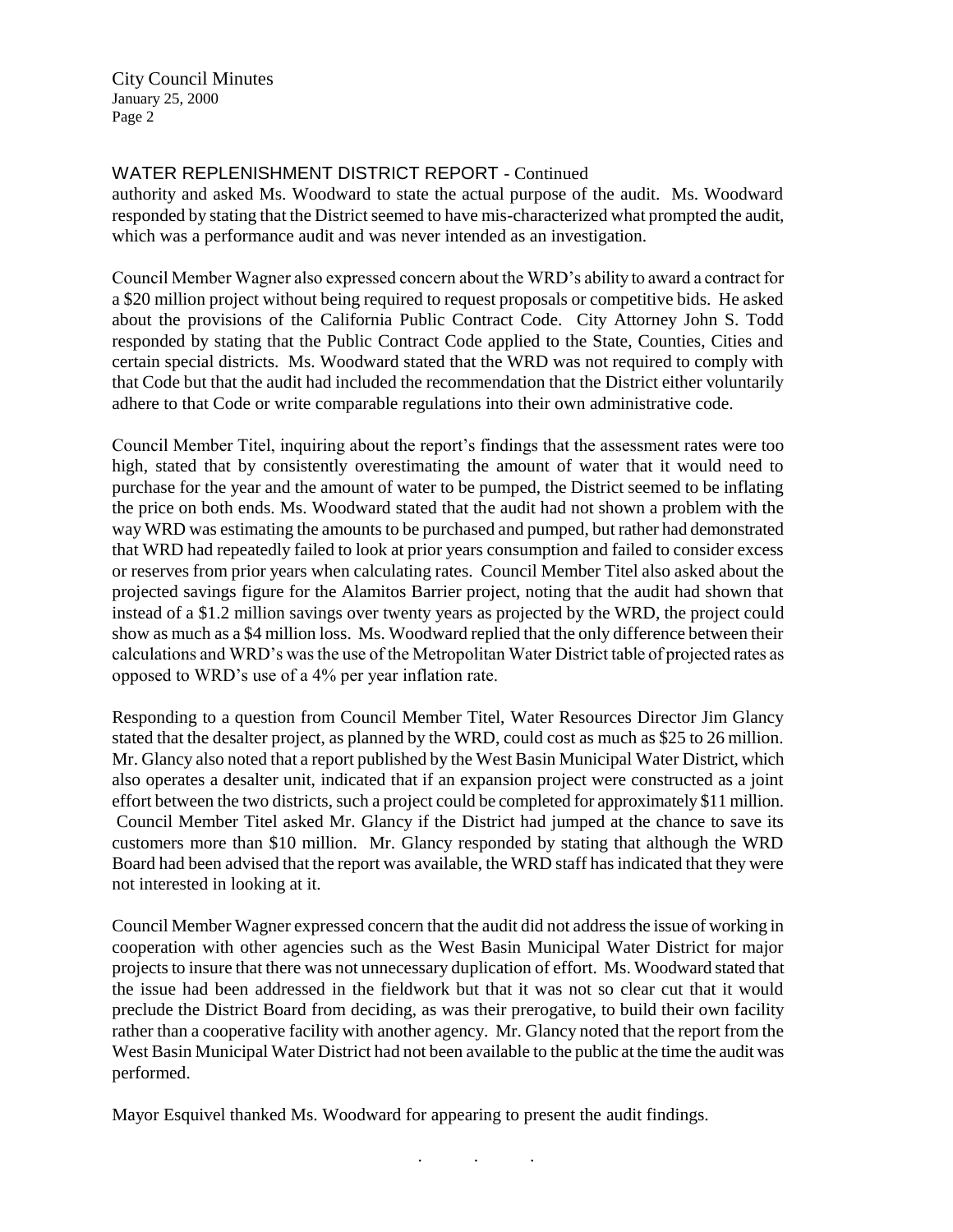## WATER REPLENISHMENT DISTRICT REPORT - Continued

authority and asked Ms. Woodward to state the actual purpose of the audit. Ms. Woodward responded by stating that the District seemed to have mis-characterized what prompted the audit, which was a performance audit and was never intended as an investigation.

Council Member Wagner also expressed concern about the WRD's ability to award a contract for a $20 million project without being required to request proposals or competitive bids. He asked about the provisions of the California Public Contract Code. City Attorney John S. Todd responded by stating that the Public Contract Code applied to the State, Counties, Cities and certain special districts. Ms. Woodward stated that the WRD was not required to comply with that Code but that the audit had included the recommendation that the District either voluntarily adhere to that Code or write comparable regulations into their own administrative code.

Council Member Titel, inquiring about the report's findings that the assessment rates were too high, stated that by consistently overestimating the amount of water that it would need to purchase for the year and the amount of water to be pumped, the District seemed to be inflating the price on both ends. Ms. Woodward stated that the audit had not shown a problem with the way WRD was estimating the amounts to be purchased and pumped, but rather had demonstrated that WRD had repeatedly failed to look at prior years consumption and failed to consider excess or reserves from prior years when calculating rates. Council Member Titel also asked about the projected savings figure for the Alamitos Barrier project, noting that the audit had shown that instead of a $1.2 million savings over twenty years as projected by the WRD, the project could show as much as a $4 million loss. Ms. Woodward replied that the only difference between their calculations and WRD's was the use of the Metropolitan Water District table of projected rates as opposed to WRD's use of a 4% per year inflation rate.

Responding to a question from Council Member Titel, Water Resources Director Jim Glancy stated that the desalter project, as planned by the WRD, could cost as much as $25 to 26 million. Mr. Glancy also noted that a report published by the West Basin Municipal Water District, which also operates a desalter unit, indicated that if an expansion project were constructed as a joint effort between the two districts, such a project could be completed for approximately $11 million. Council Member Titel asked Mr. Glancy if the District had jumped at the chance to save its customers more than $10 million. Mr. Glancy responded by stating that although the WRD Board had been advised that the report was available, the WRD staff has indicated that they were not interested in looking at it.

Council Member Wagner expressed concern that the audit did not address the issue of working in cooperation with other agencies such as the West Basin Municipal Water District for major projects to insure that there was not unnecessary duplication of effort. Ms. Woodward stated that the issue had been addressed in the fieldwork but that it was not so clear cut that it would preclude the District Board from deciding, as was their prerogative, to build their own facility rather than a cooperative facility with another agency. Mr. Glancy noted that the report from the West Basin Municipal Water District had not been available to the public at the time the audit was performed.

Mayor Esquivel thanked Ms. Woodward for appearing to present the audit findings.

. . .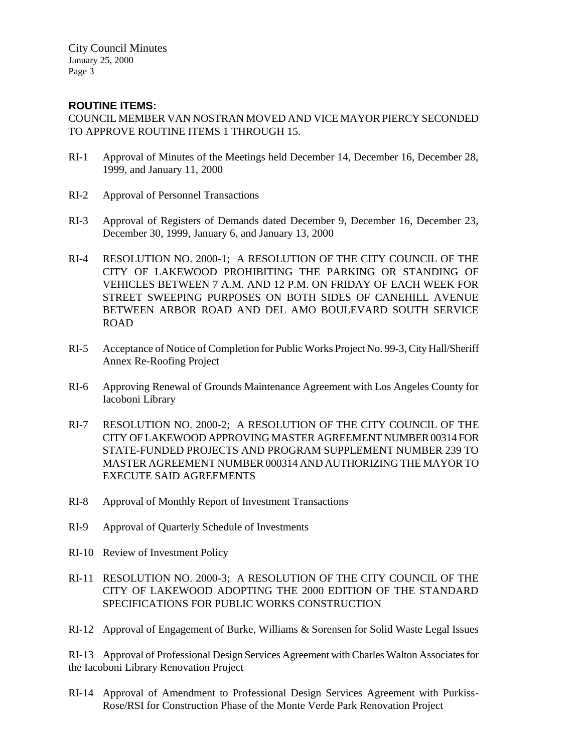**ROUTINE ITEMS:**

COUNCIL MEMBER VAN NOSTRAN MOVED AND VICE MAYOR PIERCY SECONDED TO APPROVE ROUTINE ITEMS 1 THROUGH 15.

RI-1 Approval of Minutes of the Meetings held December 14, December 16, December 28, 1999, and January 11, 2000

RI-2 Approval of Personnel Transactions

RI-3 Approval of Registers of Demands dated December 9, December 16, December 23, December 30, 1999, January 6, and January 13, 2000

RI-4 RESOLUTION NO. 2000-1; A RESOLUTION OF THE CITY COUNCIL OF THE CITY OF LAKEWOOD PROHIBITING THE PARKING OR STANDING OF VEHICLES BETWEEN 7 A.M. AND 12 P.M. ON FRIDAY OF EACH WEEK FOR STREET SWEEPING PURPOSES ON BOTH SIDES OF CANEHILL AVENUE BETWEEN ARBOR ROAD AND DEL AMO BOULEVARD SOUTH SERVICE ROAD

RI-5 Acceptance of Notice of Completion for Public Works Project No. 99-3, City Hall/Sheriff Annex Re-Roofing Project

RI-6 Approving Renewal of Grounds Maintenance Agreement with Los Angeles County for Iacoboni Library

RI-7 RESOLUTION NO. 2000-2; A RESOLUTION OF THE CITY COUNCIL OF THE CITY OF LAKEWOOD APPROVING MASTER AGREEMENT NUMBER 00314 FOR STATE-FUNDED PROJECTS AND PROGRAM SUPPLEMENT NUMBER 239 TO MASTER AGREEMENT NUMBER 000314 AND AUTHORIZING THE MAYOR TO EXECUTE SAID AGREEMENTS

RI-8 Approval of Monthly Report of Investment Transactions

RI-9 Approval of Quarterly Schedule of Investments

RI-10 Review of Investment Policy

RI-11 RESOLUTION NO. 2000-3; A RESOLUTION OF THE CITY COUNCIL OF THE CITY OF LAKEWOOD ADOPTING THE 2000 EDITION OF THE STANDARD SPECIFICATIONS FOR PUBLIC WORKS CONSTRUCTION

RI-12 Approval of Engagement of Burke, Williams & Sorensen for Solid Waste Legal Issues

RI-13 Approval of Professional Design Services Agreement with Charles Walton Associates for the Iacoboni Library Renovation Project

RI-14 Approval of Amendment to Professional Design Services Agreement with Purkiss-Rose/RSI for Construction Phase of the Monte Verde Park Renovation Project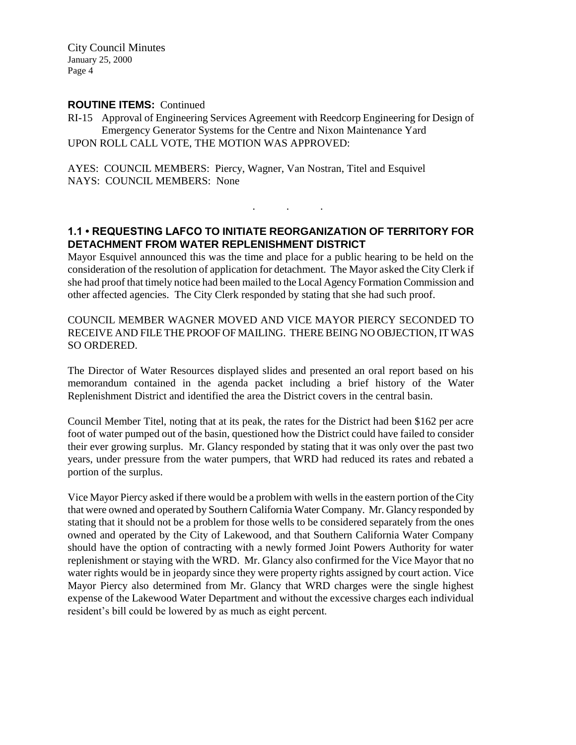**ROUTINE ITEMS:** Continued

RI-15 Approval of Engineering Services Agreement with Reedcorp Engineering for Design of Emergency Generator Systems for the Centre and Nixon Maintenance Yard

UPON ROLL CALL VOTE, THE MOTION WAS APPROVED:

AYES: COUNCIL MEMBERS: Piercy, Wagner, Van Nostran, Titel and Esquivel
NAYS: COUNCIL MEMBERS: None

. . .

## 1.1 • REQUESTING LAFCO TO INITIATE REORGANIZATION OF TERRITORY FOR DETACHMENT FROM WATER REPLENISHMENT DISTRICT

Mayor Esquivel announced this was the time and place for a public hearing to be held on the consideration of the resolution of application for detachment. The Mayor asked the City Clerk if she had proof that timely notice had been mailed to the Local Agency Formation Commission and other affected agencies. The City Clerk responded by stating that she had such proof.

COUNCIL MEMBER WAGNER MOVED AND VICE MAYOR PIERCY SECONDED TO RECEIVE AND FILE THE PROOF OF MAILING. THERE BEING NO OBJECTION, IT WAS SO ORDERED.

The Director of Water Resources displayed slides and presented an oral report based on his memorandum contained in the agenda packet including a brief history of the Water Replenishment District and identified the area the District covers in the central basin.

Council Member Titel, noting that at its peak, the rates for the District had been $162 per acre foot of water pumped out of the basin, questioned how the District could have failed to consider their ever growing surplus. Mr. Glancy responded by stating that it was only over the past two years, under pressure from the water pumpers, that WRD had reduced its rates and rebated a portion of the surplus.

Vice Mayor Piercy asked if there would be a problem with wells in the eastern portion of the City that were owned and operated by Southern California Water Company. Mr. Glancy responded by stating that it should not be a problem for those wells to be considered separately from the ones owned and operated by the City of Lakewood, and that Southern California Water Company should have the option of contracting with a newly formed Joint Powers Authority for water replenishment or staying with the WRD. Mr. Glancy also confirmed for the Vice Mayor that no water rights would be in jeopardy since they were property rights assigned by court action. Vice Mayor Piercy also determined from Mr. Glancy that WRD charges were the single highest expense of the Lakewood Water Department and without the excessive charges each individual resident's bill could be lowered by as much as eight percent.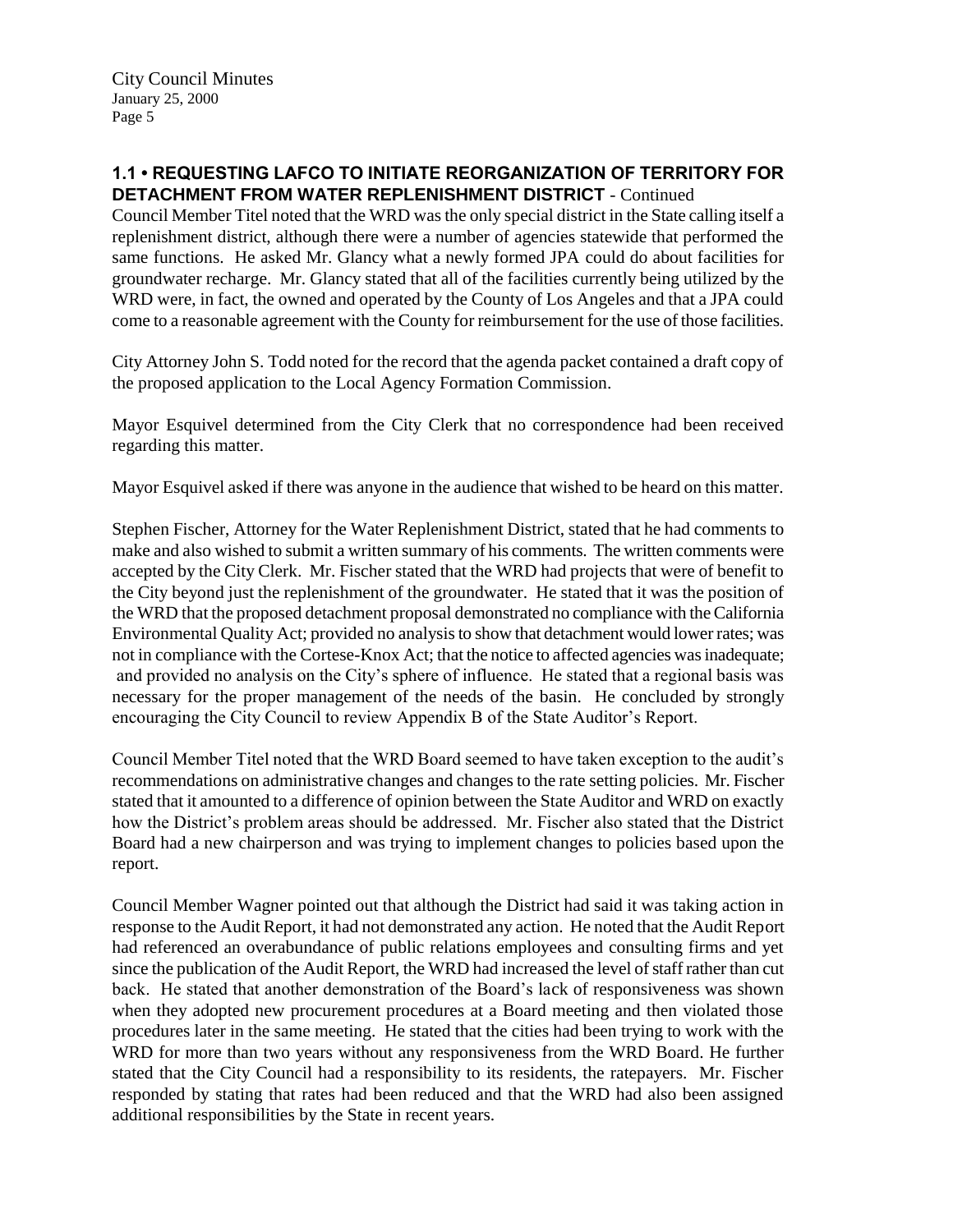## 1.1 • REQUESTING LAFCO TO INITIATE REORGANIZATION OF TERRITORY FOR DETACHMENT FROM WATER REPLENISHMENT DISTRICT - Continued

Council Member Titel noted that the WRD was the only special district in the State calling itself a replenishment district, although there were a number of agencies statewide that performed the same functions. He asked Mr. Glancy what a newly formed JPA could do about facilities for groundwater recharge. Mr. Glancy stated that all of the facilities currently being utilized by the WRD were, in fact, the owned and operated by the County of Los Angeles and that a JPA could come to a reasonable agreement with the County for reimbursement for the use of those facilities.

City Attorney John S. Todd noted for the record that the agenda packet contained a draft copy of the proposed application to the Local Agency Formation Commission.

Mayor Esquivel determined from the City Clerk that no correspondence had been received regarding this matter.

Mayor Esquivel asked if there was anyone in the audience that wished to be heard on this matter.

Stephen Fischer, Attorney for the Water Replenishment District, stated that he had comments to make and also wished to submit a written summary of his comments. The written comments were accepted by the City Clerk. Mr. Fischer stated that the WRD had projects that were of benefit to the City beyond just the replenishment of the groundwater. He stated that it was the position of the WRD that the proposed detachment proposal demonstrated no compliance with the California Environmental Quality Act; provided no analysis to show that detachment would lower rates; was not in compliance with the Cortese-Knox Act; that the notice to affected agencies was inadequate; and provided no analysis on the City's sphere of influence. He stated that a regional basis was necessary for the proper management of the needs of the basin. He concluded by strongly encouraging the City Council to review Appendix B of the State Auditor's Report.

Council Member Titel noted that the WRD Board seemed to have taken exception to the audit's recommendations on administrative changes and changes to the rate setting policies. Mr. Fischer stated that it amounted to a difference of opinion between the State Auditor and WRD on exactly how the District's problem areas should be addressed. Mr. Fischer also stated that the District Board had a new chairperson and was trying to implement changes to policies based upon the report.

Council Member Wagner pointed out that although the District had said it was taking action in response to the Audit Report, it had not demonstrated any action. He noted that the Audit Report had referenced an overabundance of public relations employees and consulting firms and yet since the publication of the Audit Report, the WRD had increased the level of staff rather than cut back. He stated that another demonstration of the Board's lack of responsiveness was shown when they adopted new procurement procedures at a Board meeting and then violated those procedures later in the same meeting. He stated that the cities had been trying to work with the WRD for more than two years without any responsiveness from the WRD Board. He further stated that the City Council had a responsibility to its residents, the ratepayers. Mr. Fischer responded by stating that rates had been reduced and that the WRD had also been assigned additional responsibilities by the State in recent years.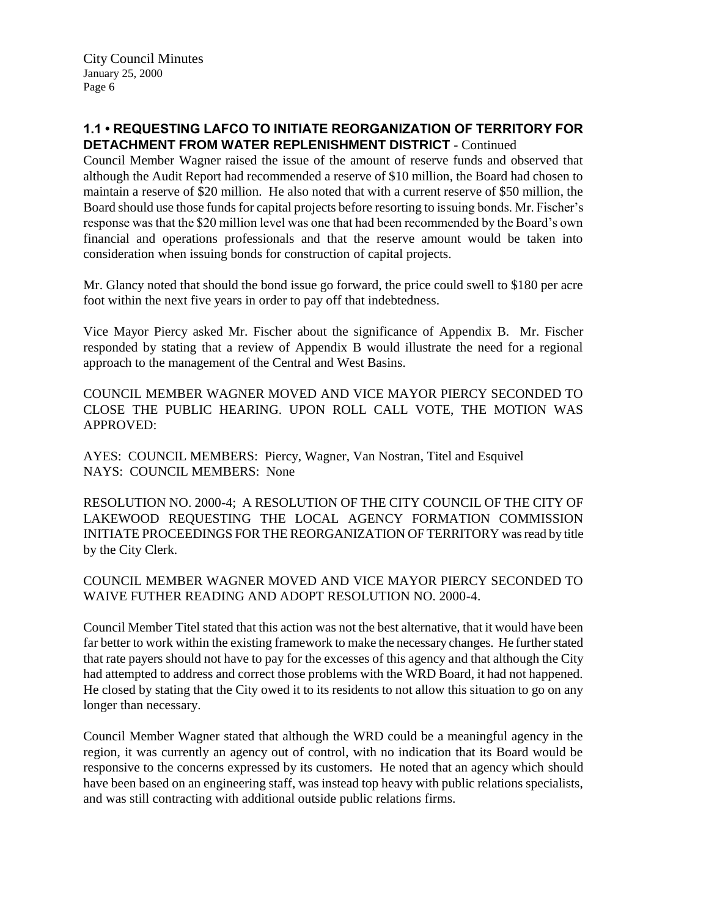## 1.1 • REQUESTING LAFCO TO INITIATE REORGANIZATION OF TERRITORY FOR DETACHMENT FROM WATER REPLENISHMENT DISTRICT - Continued

Council Member Wagner raised the issue of the amount of reserve funds and observed that although the Audit Report had recommended a reserve of $10 million, the Board had chosen to maintain a reserve of $20 million. He also noted that with a current reserve of $50 million, the Board should use those funds for capital projects before resorting to issuing bonds. Mr. Fischer's response was that the $20 million level was one that had been recommended by the Board's own financial and operations professionals and that the reserve amount would be taken into consideration when issuing bonds for construction of capital projects.

Mr. Glancy noted that should the bond issue go forward, the price could swell to $180 per acre foot within the next five years in order to pay off that indebtedness.

Vice Mayor Piercy asked Mr. Fischer about the significance of Appendix B. Mr. Fischer responded by stating that a review of Appendix B would illustrate the need for a regional approach to the management of the Central and West Basins.

COUNCIL MEMBER WAGNER MOVED AND VICE MAYOR PIERCY SECONDED TO CLOSE THE PUBLIC HEARING. UPON ROLL CALL VOTE, THE MOTION WAS APPROVED:

AYES: COUNCIL MEMBERS: Piercy, Wagner, Van Nostran, Titel and Esquivel
NAYS: COUNCIL MEMBERS: None

RESOLUTION NO. 2000-4; A RESOLUTION OF THE CITY COUNCIL OF THE CITY OF LAKEWOOD REQUESTING THE LOCAL AGENCY FORMATION COMMISSION INITIATE PROCEEDINGS FOR THE REORGANIZATION OF TERRITORY was read by title by the City Clerk.

COUNCIL MEMBER WAGNER MOVED AND VICE MAYOR PIERCY SECONDED TO WAIVE FUTHER READING AND ADOPT RESOLUTION NO. 2000-4.

Council Member Titel stated that this action was not the best alternative, that it would have been far better to work within the existing framework to make the necessary changes. He further stated that rate payers should not have to pay for the excesses of this agency and that although the City had attempted to address and correct those problems with the WRD Board, it had not happened. He closed by stating that the City owed it to its residents to not allow this situation to go on any longer than necessary.

Council Member Wagner stated that although the WRD could be a meaningful agency in the region, it was currently an agency out of control, with no indication that its Board would be responsive to the concerns expressed by its customers. He noted that an agency which should have been based on an engineering staff, was instead top heavy with public relations specialists, and was still contracting with additional outside public relations firms.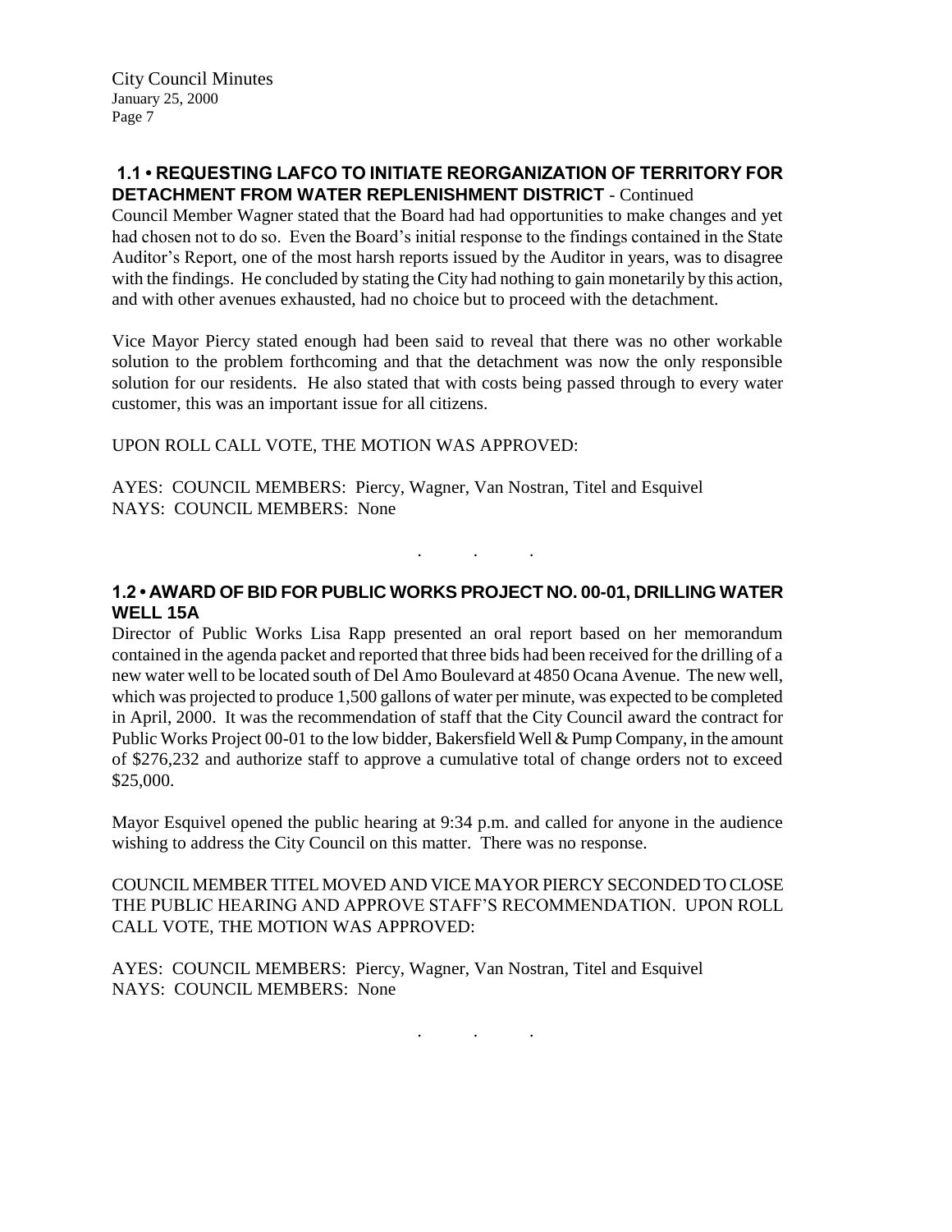**1.1 • REQUESTING LAFCO TO INITIATE REORGANIZATION OF TERRITORY FOR DETACHMENT FROM WATER REPLENISHMENT DISTRICT** - Continued

Council Member Wagner stated that the Board had had opportunities to make changes and yet had chosen not to do so. Even the Board's initial response to the findings contained in the State Auditor's Report, one of the most harsh reports issued by the Auditor in years, was to disagree with the findings. He concluded by stating the City had nothing to gain monetarily by this action, and with other avenues exhausted, had no choice but to proceed with the detachment.

Vice Mayor Piercy stated enough had been said to reveal that there was no other workable solution to the problem forthcoming and that the detachment was now the only responsible solution for our residents. He also stated that with costs being passed through to every water customer, this was an important issue for all citizens.

UPON ROLL CALL VOTE, THE MOTION WAS APPROVED:

AYES: COUNCIL MEMBERS: Piercy, Wagner, Van Nostran, Titel and Esquivel
NAYS: COUNCIL MEMBERS: None

. . .

**1.2 • AWARD OF BID FOR PUBLIC WORKS PROJECT NO. 00-01, DRILLING WATER WELL 15A**

Director of Public Works Lisa Rapp presented an oral report based on her memorandum contained in the agenda packet and reported that three bids had been received for the drilling of a new water well to be located south of Del Amo Boulevard at 4850 Ocana Avenue. The new well, which was projected to produce 1,500 gallons of water per minute, was expected to be completed in April, 2000. It was the recommendation of staff that the City Council award the contract for Public Works Project 00-01 to the low bidder, Bakersfield Well & Pump Company, in the amount of $276,232 and authorize staff to approve a cumulative total of change orders not to exceed $25,000.

Mayor Esquivel opened the public hearing at 9:34 p.m. and called for anyone in the audience wishing to address the City Council on this matter. There was no response.

COUNCIL MEMBER TITEL MOVED AND VICE MAYOR PIERCY SECONDED TO CLOSE THE PUBLIC HEARING AND APPROVE STAFF'S RECOMMENDATION. UPON ROLL CALL VOTE, THE MOTION WAS APPROVED:

AYES: COUNCIL MEMBERS: Piercy, Wagner, Van Nostran, Titel and Esquivel
NAYS: COUNCIL MEMBERS: None

. . .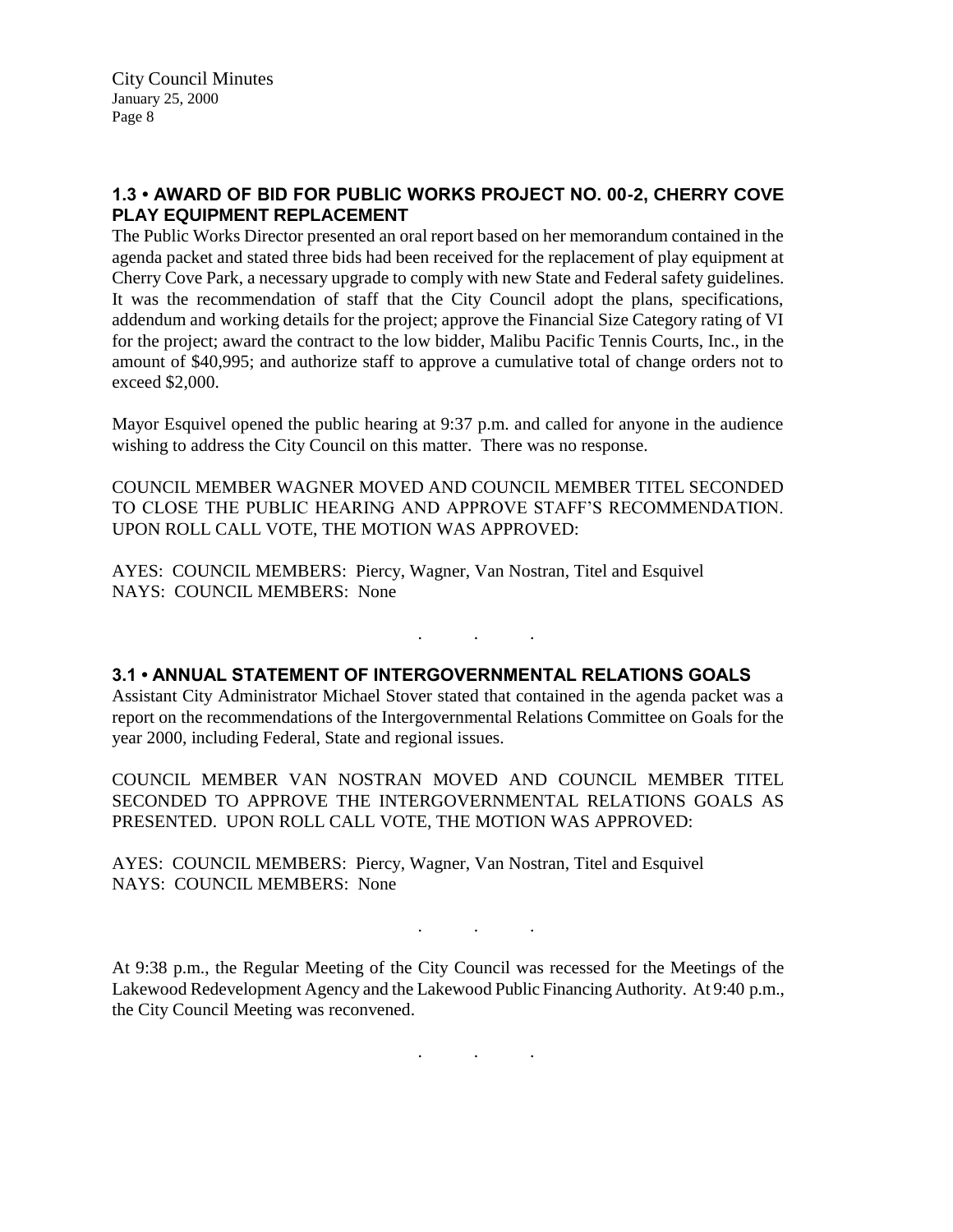## 1.3 • AWARD OF BID FOR PUBLIC WORKS PROJECT NO. 00-2, CHERRY COVE PLAY EQUIPMENT REPLACEMENT

The Public Works Director presented an oral report based on her memorandum contained in the agenda packet and stated three bids had been received for the replacement of play equipment at Cherry Cove Park, a necessary upgrade to comply with new State and Federal safety guidelines. It was the recommendation of staff that the City Council adopt the plans, specifications, addendum and working details for the project; approve the Financial Size Category rating of VI for the project; award the contract to the low bidder, Malibu Pacific Tennis Courts, Inc., in the amount of $40,995; and authorize staff to approve a cumulative total of change orders not to exceed $2,000.

Mayor Esquivel opened the public hearing at 9:37 p.m. and called for anyone in the audience wishing to address the City Council on this matter. There was no response.

COUNCIL MEMBER WAGNER MOVED AND COUNCIL MEMBER TITEL SECONDED TO CLOSE THE PUBLIC HEARING AND APPROVE STAFF'S RECOMMENDATION. UPON ROLL CALL VOTE, THE MOTION WAS APPROVED:

AYES: COUNCIL MEMBERS: Piercy, Wagner, Van Nostran, Titel and Esquivel
NAYS: COUNCIL MEMBERS: None

. . .

## 3.1 • ANNUAL STATEMENT OF INTERGOVERNMENTAL RELATIONS GOALS

Assistant City Administrator Michael Stover stated that contained in the agenda packet was a report on the recommendations of the Intergovernmental Relations Committee on Goals for the year 2000, including Federal, State and regional issues.

COUNCIL MEMBER VAN NOSTRAN MOVED AND COUNCIL MEMBER TITEL SECONDED TO APPROVE THE INTERGOVERNMENTAL RELATIONS GOALS AS PRESENTED. UPON ROLL CALL VOTE, THE MOTION WAS APPROVED:

AYES: COUNCIL MEMBERS: Piercy, Wagner, Van Nostran, Titel and Esquivel
NAYS: COUNCIL MEMBERS: None

. . .

At 9:38 p.m., the Regular Meeting of the City Council was recessed for the Meetings of the Lakewood Redevelopment Agency and the Lakewood Public Financing Authority. At 9:40 p.m., the City Council Meeting was reconvened.

. . .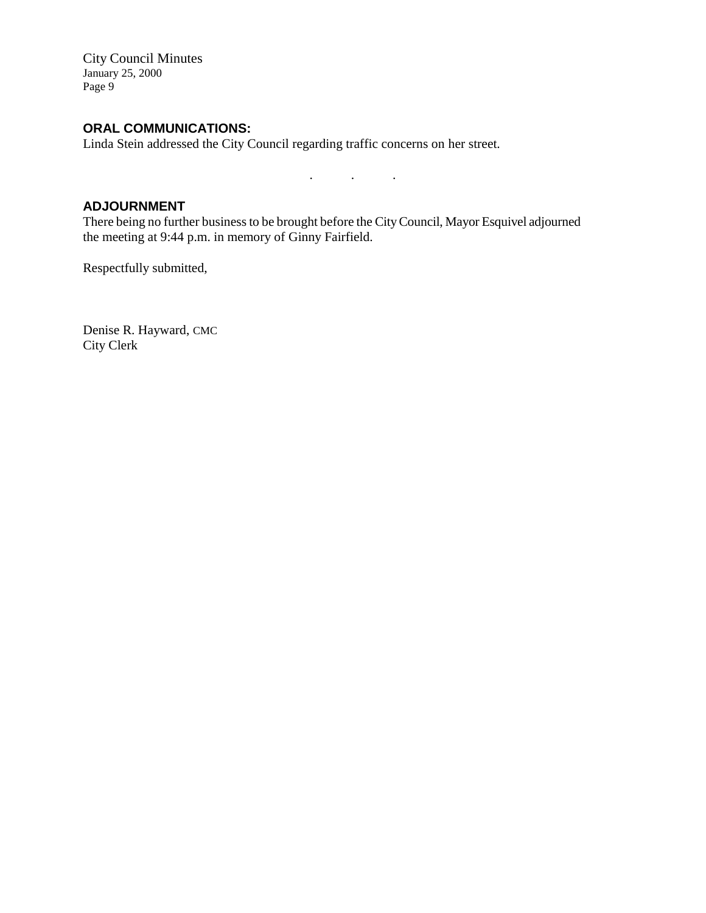**ORAL COMMUNICATIONS:**
Linda Stein addressed the City Council regarding traffic concerns on her street.

. . .

**ADJOURNMENT**
There being no further business to be brought before the City Council, Mayor Esquivel adjourned the meeting at 9:44 p.m. in memory of Ginny Fairfield.

Respectfully submitted,

Denise R. Hayward, CMC
City Clerk